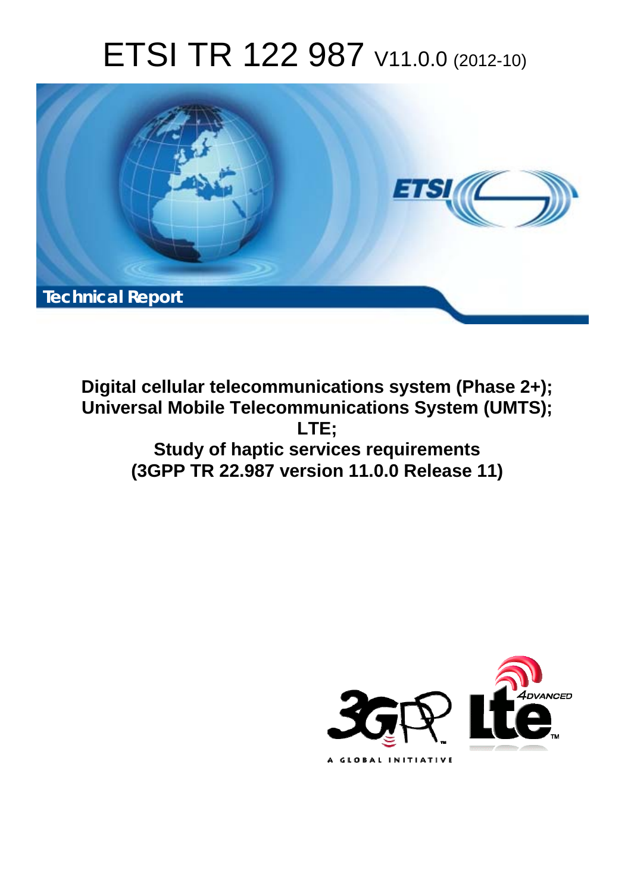# ETSI TR 122 987 V11.0.0 (2012-10)

Technical Report

**Digital cellular telecommunications system (Phase 2+);
Universal Mobile Telecommunications System (UMTS);
LTE;
Study of haptic services requirements
(3GPP TR 22.987 version 11.0.0 Release 11)**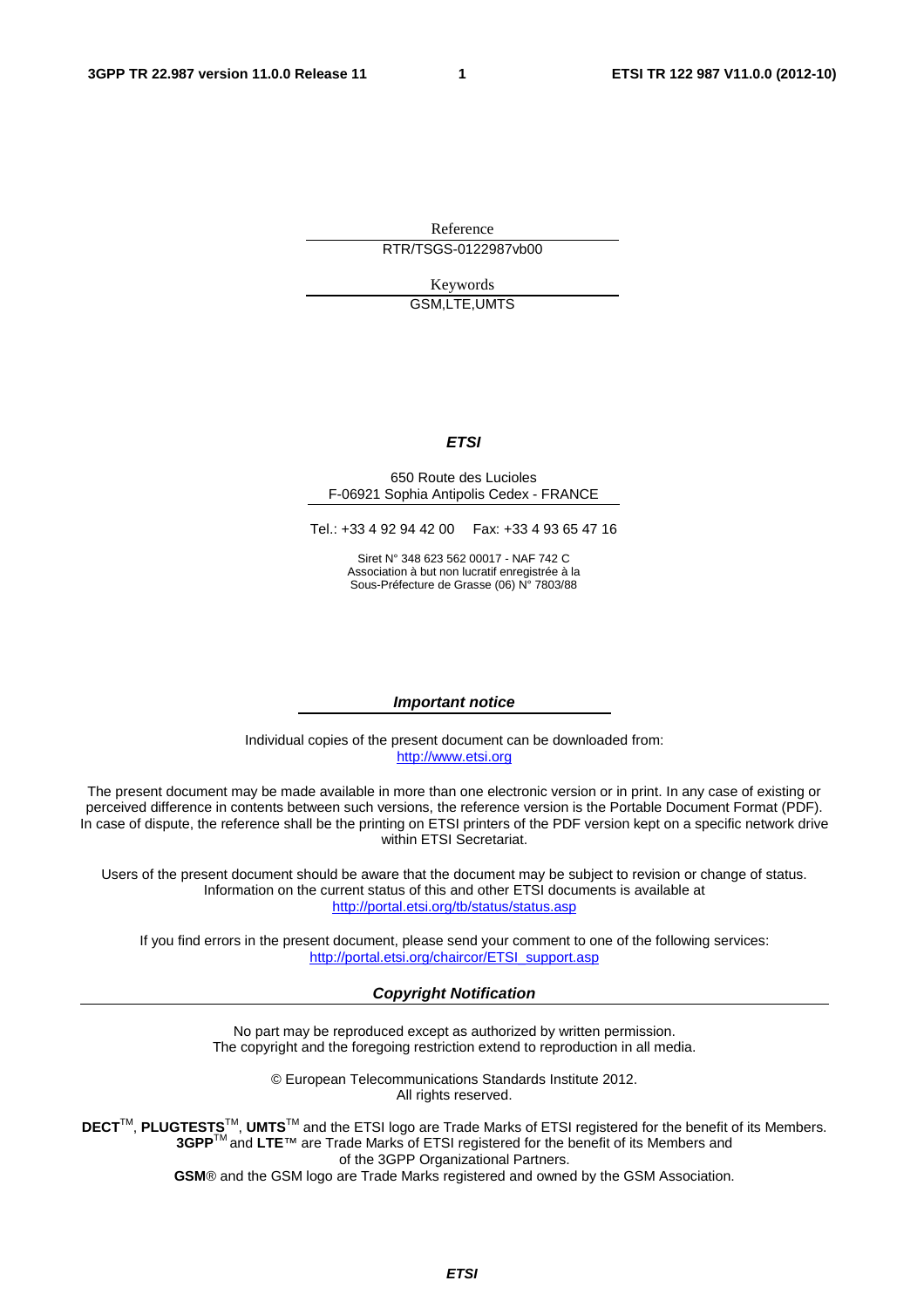Reference

RTR/TSGS-0122987vb00

Keywords

GSM,LTE,UMTS

***ETSI***

650 Route des Lucioles
F-06921 Sophia Antipolis Cedex - FRANCE

Tel.: +33 4 92 94 42 00 Fax: +33 4 93 65 47 16

Siret N° 348 623 562 00017 - NAF 742 C
Association à but non lucratif enregistrée à la
Sous-Préfecture de Grasse (06) N° 7803/88

***Important notice***

Individual copies of the present document can be downloaded from:
http://www.etsi.org

The present document may be made available in more than one electronic version or in print. In any case of existing or perceived difference in contents between such versions, the reference version is the Portable Document Format (PDF). In case of dispute, the reference shall be the printing on ETSI printers of the PDF version kept on a specific network drive within ETSI Secretariat.

Users of the present document should be aware that the document may be subject to revision or change of status. Information on the current status of this and other ETSI documents is available at
http://portal.etsi.org/tb/status/status.asp

If you find errors in the present document, please send your comment to one of the following services:
http://portal.etsi.org/chaircor/ETSI_support.asp

***Copyright Notification***

No part may be reproduced except as authorized by written permission.
The copyright and the foregoing restriction extend to reproduction in all media.

© European Telecommunications Standards Institute 2012.
All rights reserved.

**DECT**™, **PLUGTESTS**™, **UMTS**™ and the ETSI logo are Trade Marks of ETSI registered for the benefit of its Members.
**3GPP**™ and **LTE**™ are Trade Marks of ETSI registered for the benefit of its Members and of the 3GPP Organizational Partners.
**GSM**® and the GSM logo are Trade Marks registered and owned by the GSM Association.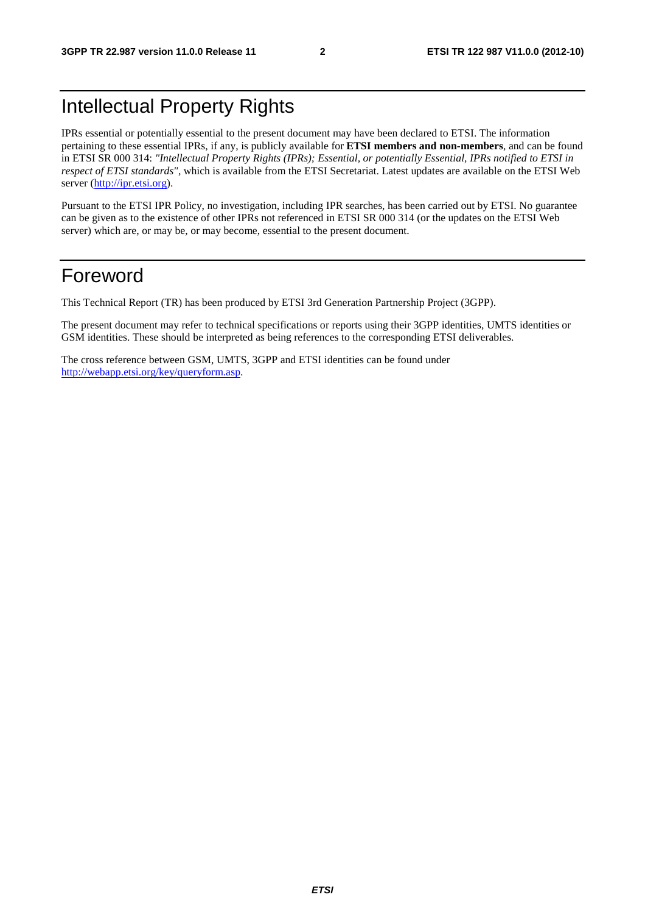# Intellectual Property Rights

IPRs essential or potentially essential to the present document may have been declared to ETSI. The information pertaining to these essential IPRs, if any, is publicly available for **ETSI members and non-members**, and can be found in ETSI SR 000 314: *"Intellectual Property Rights (IPRs); Essential, or potentially Essential, IPRs notified to ETSI in respect of ETSI standards"*, which is available from the ETSI Secretariat. Latest updates are available on the ETSI Web server (http://ipr.etsi.org).

Pursuant to the ETSI IPR Policy, no investigation, including IPR searches, has been carried out by ETSI. No guarantee can be given as to the existence of other IPRs not referenced in ETSI SR 000 314 (or the updates on the ETSI Web server) which are, or may be, or may become, essential to the present document.

# Foreword

This Technical Report (TR) has been produced by ETSI 3rd Generation Partnership Project (3GPP).

The present document may refer to technical specifications or reports using their 3GPP identities, UMTS identities or GSM identities. These should be interpreted as being references to the corresponding ETSI deliverables.

The cross reference between GSM, UMTS, 3GPP and ETSI identities can be found under http://webapp.etsi.org/key/queryform.asp.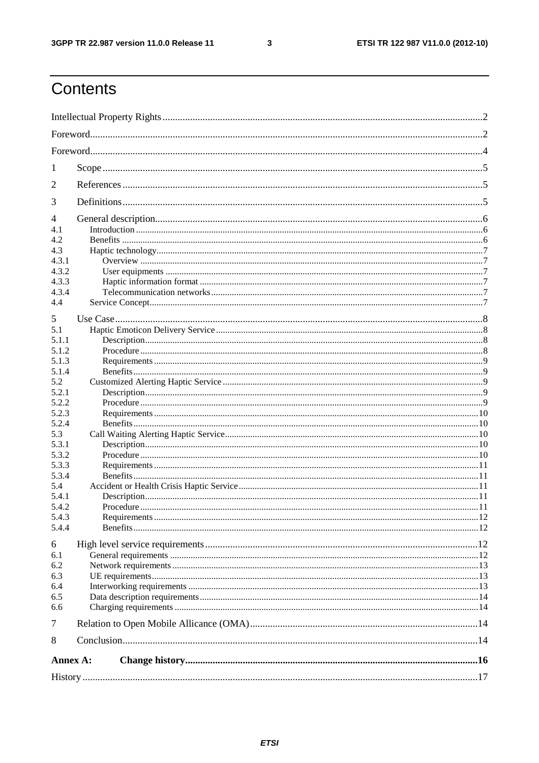# Contents

Intellectual Property Rights ..... 2

Foreword ..... 2

Foreword ..... 4

1 Scope ..... 5

2 References ..... 5

3 Definitions ..... 5

4 General description ..... 6

4.1 Introduction ..... 6

4.2 Benefits ..... 6

4.3 Haptic technology ..... 7

4.3.1 Overview ..... 7

4.3.2 User equipments ..... 7

4.3.3 Haptic information format ..... 7

4.3.4 Telecommunication networks ..... 7

4.4 Service Concept ..... 7

5 Use Case ..... 8

5.1 Haptic Emoticon Delivery Service ..... 8

5.1.1 Description ..... 8

5.1.2 Procedure ..... 8

5.1.3 Requirements ..... 9

5.1.4 Benefits ..... 9

5.2 Customized Alerting Haptic Service ..... 9

5.2.1 Description ..... 9

5.2.2 Procedure ..... 9

5.2.3 Requirements ..... 10

5.2.4 Benefits ..... 10

5.3 Call Waiting Alerting Haptic Service ..... 10

5.3.1 Description ..... 10

5.3.2 Procedure ..... 10

5.3.3 Requirements ..... 11

5.3.4 Benefits ..... 11

5.4 Accident or Health Crisis Haptic Service ..... 11

5.4.1 Description ..... 11

5.4.2 Procedure ..... 11

5.4.3 Requirements ..... 12

5.4.4 Benefits ..... 12

6 High level service requirements ..... 12

6.1 General requirements ..... 12

6.2 Network requirements ..... 13

6.3 UE requirements ..... 13

6.4 Interworking requirements ..... 13

6.5 Data description requirements ..... 14

6.6 Charging requirements ..... 14

7 Relation to Open Mobile Allicance (OMA) ..... 14

8 Conclusion ..... 14

**Annex A: Change history ..... 16**

History ..... 17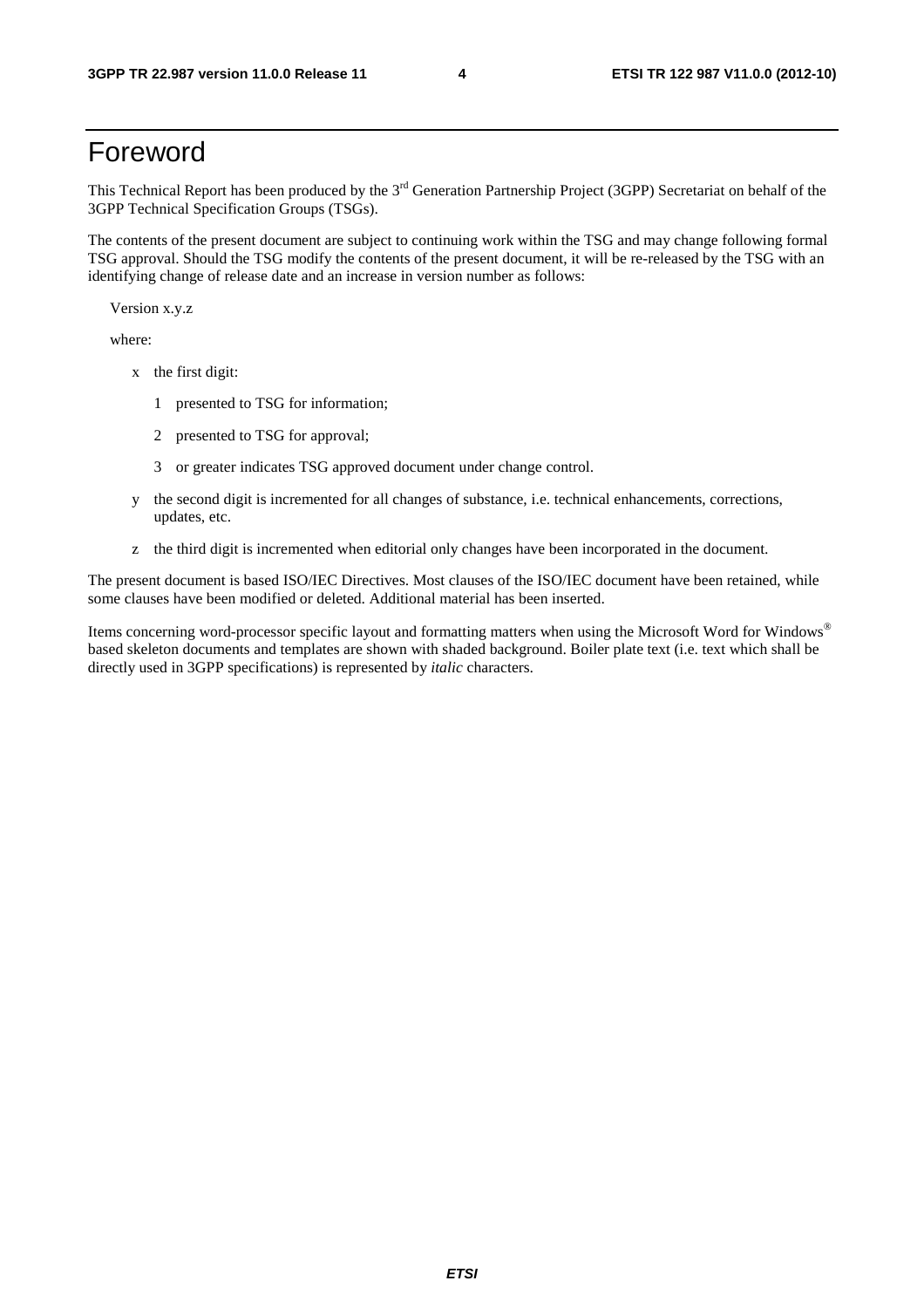# Foreword

This Technical Report has been produced by the 3rd Generation Partnership Project (3GPP) Secretariat on behalf of the 3GPP Technical Specification Groups (TSGs).

The contents of the present document are subject to continuing work within the TSG and may change following formal TSG approval. Should the TSG modify the contents of the present document, it will be re-released by the TSG with an identifying change of release date and an increase in version number as follows:

Version x.y.z

where:

x the first digit:

1 presented to TSG for information;

2 presented to TSG for approval;

3 or greater indicates TSG approved document under change control.

y the second digit is incremented for all changes of substance, i.e. technical enhancements, corrections, updates, etc.

z the third digit is incremented when editorial only changes have been incorporated in the document.

The present document is based ISO/IEC Directives. Most clauses of the ISO/IEC document have been retained, while some clauses have been modified or deleted. Additional material has been inserted.

Items concerning word-processor specific layout and formatting matters when using the Microsoft Word for Windows® based skeleton documents and templates are shown with shaded background. Boiler plate text (i.e. text which shall be directly used in 3GPP specifications) is represented by *italic* characters.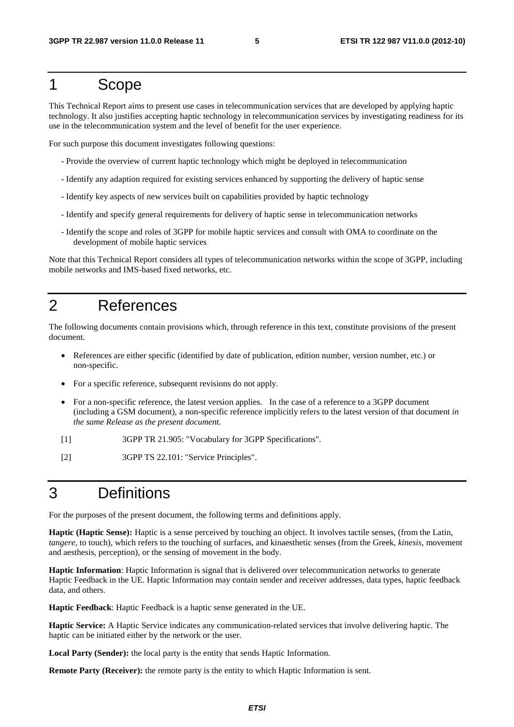# 1 Scope

This Technical Report aims to present use cases in telecommunication services that are developed by applying haptic technology. It also justifies accepting haptic technology in telecommunication services by investigating readiness for its use in the telecommunication system and the level of benefit for the user experience.

For such purpose this document investigates following questions:

- Provide the overview of current haptic technology which might be deployed in telecommunication
- Identify any adaption required for existing services enhanced by supporting the delivery of haptic sense
- Identify key aspects of new services built on capabilities provided by haptic technology
- Identify and specify general requirements for delivery of haptic sense in telecommunication networks
- Identify the scope and roles of 3GPP for mobile haptic services and consult with OMA to coordinate on the development of mobile haptic services

Note that this Technical Report considers all types of telecommunication networks within the scope of 3GPP, including mobile networks and IMS-based fixed networks, etc.

# 2 References

The following documents contain provisions which, through reference in this text, constitute provisions of the present document.

- References are either specific (identified by date of publication, edition number, version number, etc.) or non-specific.
- For a specific reference, subsequent revisions do not apply.
- For a non-specific reference, the latest version applies. In the case of a reference to a 3GPP document (including a GSM document), a non-specific reference implicitly refers to the latest version of that document *in the same Release as the present document*.

[1] 3GPP TR 21.905: "Vocabulary for 3GPP Specifications".

[2] 3GPP TS 22.101: "Service Principles".

# 3 Definitions

For the purposes of the present document, the following terms and definitions apply.

**Haptic (Haptic Sense):** Haptic is a sense perceived by touching an object. It involves tactile senses, (from the Latin, *tangere*, to touch), which refers to the touching of surfaces, and kinaesthetic senses (from the Greek, *kinesis*, movement and aesthesis, perception), or the sensing of movement in the body.

**Haptic Information**: Haptic Information is signal that is delivered over telecommunication networks to generate Haptic Feedback in the UE. Haptic Information may contain sender and receiver addresses, data types, haptic feedback data, and others.

**Haptic Feedback**: Haptic Feedback is a haptic sense generated in the UE.

**Haptic Service:** A Haptic Service indicates any communication-related services that involve delivering haptic. The haptic can be initiated either by the network or the user.

**Local Party (Sender):** the local party is the entity that sends Haptic Information.

**Remote Party (Receiver):** the remote party is the entity to which Haptic Information is sent.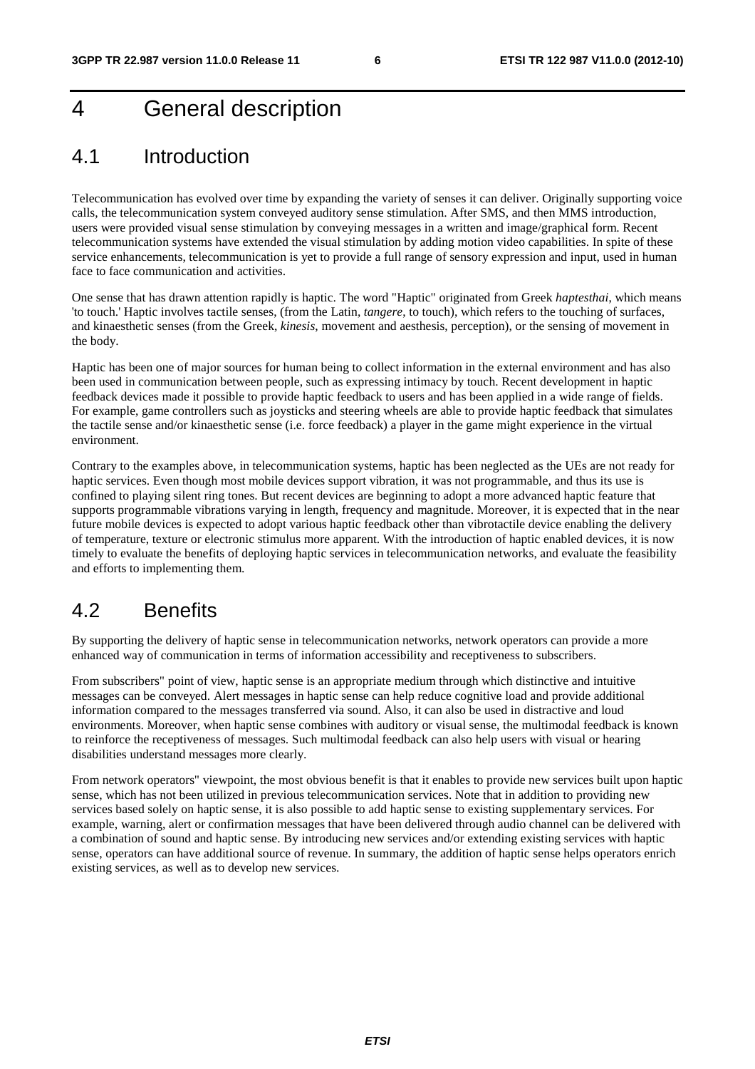# 4 General description

## 4.1 Introduction

Telecommunication has evolved over time by expanding the variety of senses it can deliver. Originally supporting voice calls, the telecommunication system conveyed auditory sense stimulation. After SMS, and then MMS introduction, users were provided visual sense stimulation by conveying messages in a written and image/graphical form. Recent telecommunication systems have extended the visual stimulation by adding motion video capabilities. In spite of these service enhancements, telecommunication is yet to provide a full range of sensory expression and input, used in human face to face communication and activities.

One sense that has drawn attention rapidly is haptic. The word "Haptic" originated from Greek *haptesthai*, which means 'to touch.' Haptic involves tactile senses, (from the Latin, *tangere*, to touch), which refers to the touching of surfaces, and kinaesthetic senses (from the Greek, *kinesis*, movement and aesthesis, perception), or the sensing of movement in the body.

Haptic has been one of major sources for human being to collect information in the external environment and has also been used in communication between people, such as expressing intimacy by touch. Recent development in haptic feedback devices made it possible to provide haptic feedback to users and has been applied in a wide range of fields. For example, game controllers such as joysticks and steering wheels are able to provide haptic feedback that simulates the tactile sense and/or kinaesthetic sense (i.e. force feedback) a player in the game might experience in the virtual environment.

Contrary to the examples above, in telecommunication systems, haptic has been neglected as the UEs are not ready for haptic services. Even though most mobile devices support vibration, it was not programmable, and thus its use is confined to playing silent ring tones. But recent devices are beginning to adopt a more advanced haptic feature that supports programmable vibrations varying in length, frequency and magnitude. Moreover, it is expected that in the near future mobile devices is expected to adopt various haptic feedback other than vibrotactile device enabling the delivery of temperature, texture or electronic stimulus more apparent. With the introduction of haptic enabled devices, it is now timely to evaluate the benefits of deploying haptic services in telecommunication networks, and evaluate the feasibility and efforts to implementing them.

## 4.2 Benefits

By supporting the delivery of haptic sense in telecommunication networks, network operators can provide a more enhanced way of communication in terms of information accessibility and receptiveness to subscribers.

From subscribers" point of view, haptic sense is an appropriate medium through which distinctive and intuitive messages can be conveyed. Alert messages in haptic sense can help reduce cognitive load and provide additional information compared to the messages transferred via sound. Also, it can also be used in distractive and loud environments. Moreover, when haptic sense combines with auditory or visual sense, the multimodal feedback is known to reinforce the receptiveness of messages. Such multimodal feedback can also help users with visual or hearing disabilities understand messages more clearly.

From network operators" viewpoint, the most obvious benefit is that it enables to provide new services built upon haptic sense, which has not been utilized in previous telecommunication services. Note that in addition to providing new services based solely on haptic sense, it is also possible to add haptic sense to existing supplementary services. For example, warning, alert or confirmation messages that have been delivered through audio channel can be delivered with a combination of sound and haptic sense. By introducing new services and/or extending existing services with haptic sense, operators can have additional source of revenue. In summary, the addition of haptic sense helps operators enrich existing services, as well as to develop new services.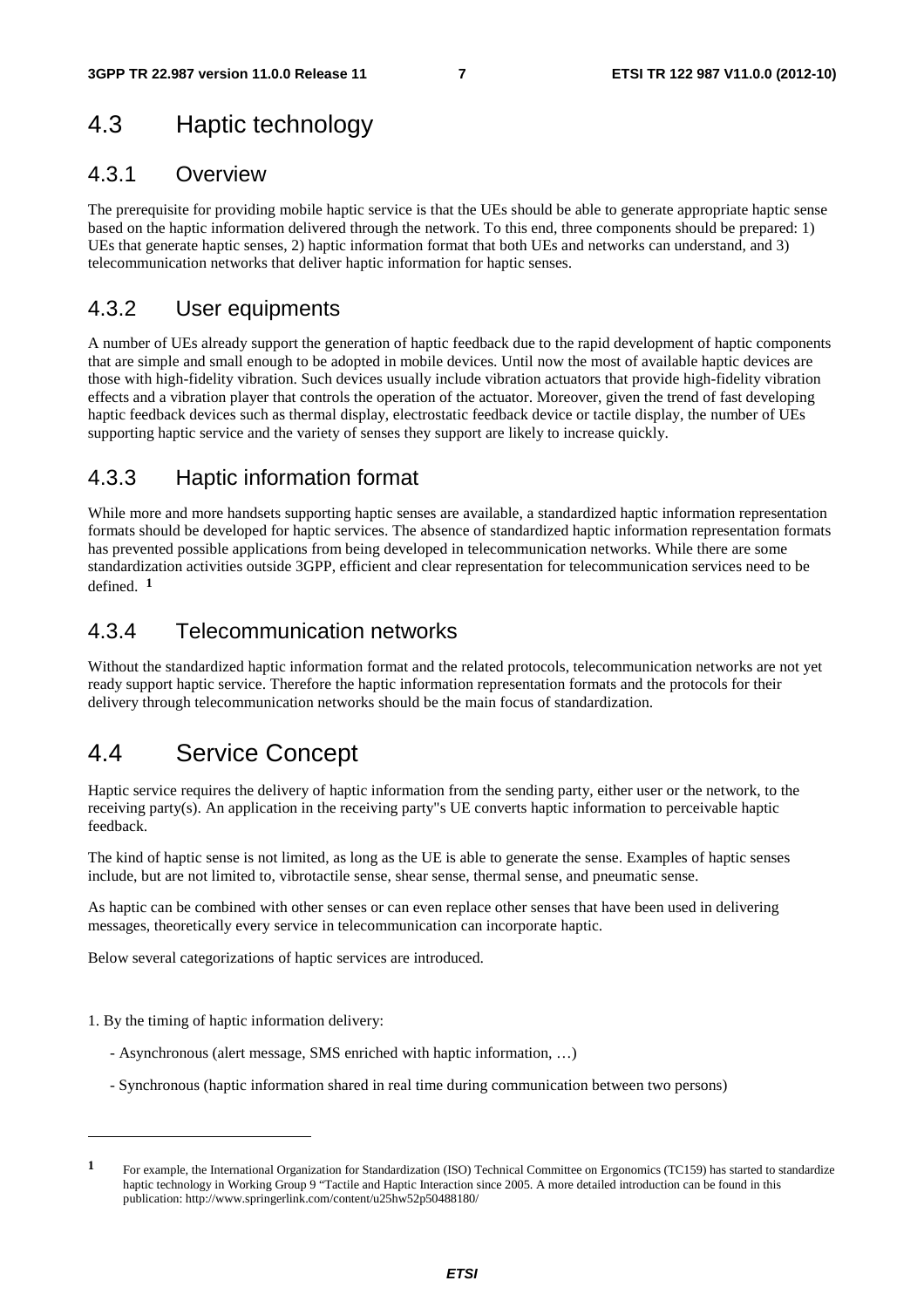## 4.3 Haptic technology

### 4.3.1 Overview

The prerequisite for providing mobile haptic service is that the UEs should be able to generate appropriate haptic sense based on the haptic information delivered through the network. To this end, three components should be prepared: 1) UEs that generate haptic senses, 2) haptic information format that both UEs and networks can understand, and 3) telecommunication networks that deliver haptic information for haptic senses.

### 4.3.2 User equipments

A number of UEs already support the generation of haptic feedback due to the rapid development of haptic components that are simple and small enough to be adopted in mobile devices. Until now the most of available haptic devices are those with high-fidelity vibration. Such devices usually include vibration actuators that provide high-fidelity vibration effects and a vibration player that controls the operation of the actuator. Moreover, given the trend of fast developing haptic feedback devices such as thermal display, electrostatic feedback device or tactile display, the number of UEs supporting haptic service and the variety of senses they support are likely to increase quickly.

### 4.3.3 Haptic information format

While more and more handsets supporting haptic senses are available, a standardized haptic information representation formats should be developed for haptic services. The absence of standardized haptic information representation formats has prevented possible applications from being developed in telecommunication networks. While there are some standardization activities outside 3GPP, efficient and clear representation for telecommunication services need to be defined. [1]

### 4.3.4 Telecommunication networks

Without the standardized haptic information format and the related protocols, telecommunication networks are not yet ready support haptic service. Therefore the haptic information representation formats and the protocols for their delivery through telecommunication networks should be the main focus of standardization.

## 4.4 Service Concept

Haptic service requires the delivery of haptic information from the sending party, either user or the network, to the receiving party(s). An application in the receiving party"s UE converts haptic information to perceivable haptic feedback.

The kind of haptic sense is not limited, as long as the UE is able to generate the sense. Examples of haptic senses include, but are not limited to, vibrotactile sense, shear sense, thermal sense, and pneumatic sense.

As haptic can be combined with other senses or can even replace other senses that have been used in delivering messages, theoretically every service in telecommunication can incorporate haptic.

Below several categorizations of haptic services are introduced.

1. By the timing of haptic information delivery:

   - Asynchronous (alert message, SMS enriched with haptic information, …)

   - Synchronous (haptic information shared in real time during communication between two persons)

---

[1] For example, the International Organization for Standardization (ISO) Technical Committee on Ergonomics (TC159) has started to standardize haptic technology in Working Group 9 "Tactile and Haptic Interaction since 2005. A more detailed introduction can be found in this publication: http://www.springerlink.com/content/u25hw52p50488180/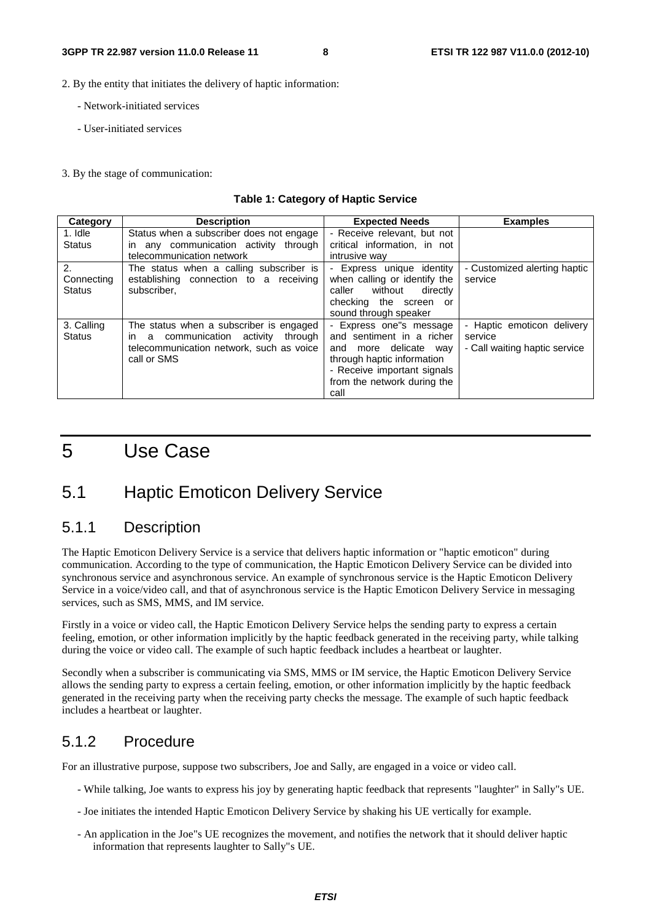2. By the entity that initiates the delivery of haptic information:

- Network-initiated services
- User-initiated services

3. By the stage of communication:

**Table 1: Category of Haptic Service**

| Category | Description | Expected Needs | Examples |
|---|---|---|---|
| 1. Idle Status | Status when a subscriber does not engage in any communication activity through telecommunication network | - Receive relevant, but not critical information, in not intrusive way | |
| 2. Connecting Status | The status when a calling subscriber is establishing connection to a receiving subscriber, | - Express unique identity when calling or identify the caller without directly checking the screen or sound through speaker | - Customized alerting haptic service |
| 3. Calling Status | The status when a subscriber is engaged in a communication activity through telecommunication network, such as voice call or SMS | - Express one"s message and sentiment in a richer and more delicate way through haptic information<br>- Receive important signals from the network during the call | - Haptic emoticon delivery service<br>- Call waiting haptic service |

# 5 Use Case

## 5.1 Haptic Emoticon Delivery Service

### 5.1.1 Description

The Haptic Emoticon Delivery Service is a service that delivers haptic information or "haptic emoticon" during communication. According to the type of communication, the Haptic Emoticon Delivery Service can be divided into synchronous service and asynchronous service. An example of synchronous service is the Haptic Emoticon Delivery Service in a voice/video call, and that of asynchronous service is the Haptic Emoticon Delivery Service in messaging services, such as SMS, MMS, and IM service.

Firstly in a voice or video call, the Haptic Emoticon Delivery Service helps the sending party to express a certain feeling, emotion, or other information implicitly by the haptic feedback generated in the receiving party, while talking during the voice or video call. The example of such haptic feedback includes a heartbeat or laughter.

Secondly when a subscriber is communicating via SMS, MMS or IM service, the Haptic Emoticon Delivery Service allows the sending party to express a certain feeling, emotion, or other information implicitly by the haptic feedback generated in the receiving party when the receiving party checks the message. The example of such haptic feedback includes a heartbeat or laughter.

### 5.1.2 Procedure

For an illustrative purpose, suppose two subscribers, Joe and Sally, are engaged in a voice or video call.

- While talking, Joe wants to express his joy by generating haptic feedback that represents "laughter" in Sally"s UE.
- Joe initiates the intended Haptic Emoticon Delivery Service by shaking his UE vertically for example.
- An application in the Joe"s UE recognizes the movement, and notifies the network that it should deliver haptic information that represents laughter to Sally"s UE.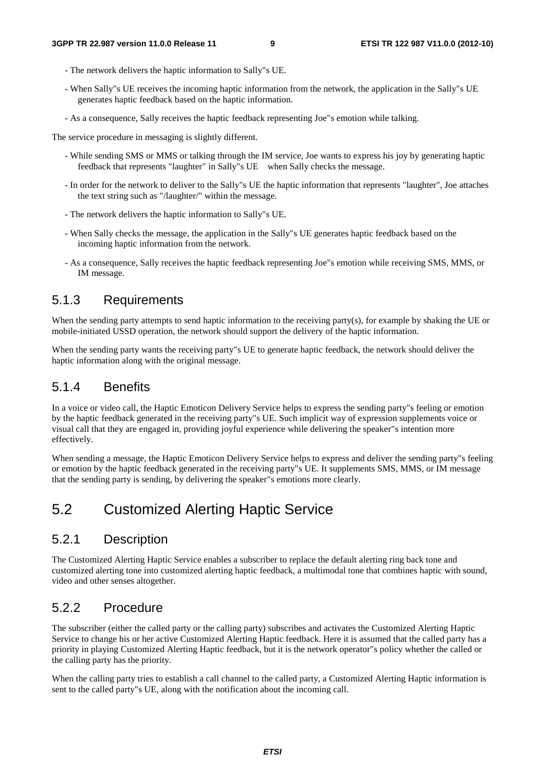- The network delivers the haptic information to Sally"s UE.

- When Sally"s UE receives the incoming haptic information from the network, the application in the Sally"s UE generates haptic feedback based on the haptic information.

- As a consequence, Sally receives the haptic feedback representing Joe"s emotion while talking.

The service procedure in messaging is slightly different.

- While sending SMS or MMS or talking through the IM service, Joe wants to express his joy by generating haptic feedback that represents "laughter" in Sally"s UE when Sally checks the message.

- In order for the network to deliver to the Sally"s UE the haptic information that represents "laughter", Joe attaches the text string such as "/laughter/" within the message.

- The network delivers the haptic information to Sally"s UE.

- When Sally checks the message, the application in the Sally"s UE generates haptic feedback based on the incoming haptic information from the network.

- As a consequence, Sally receives the haptic feedback representing Joe"s emotion while receiving SMS, MMS, or IM message.

### 5.1.3 Requirements

When the sending party attempts to send haptic information to the receiving party(s), for example by shaking the UE or mobile-initiated USSD operation, the network should support the delivery of the haptic information.

When the sending party wants the receiving party"s UE to generate haptic feedback, the network should deliver the haptic information along with the original message.

### 5.1.4 Benefits

In a voice or video call, the Haptic Emoticon Delivery Service helps to express the sending party"s feeling or emotion by the haptic feedback generated in the receiving party"s UE. Such implicit way of expression supplements voice or visual call that they are engaged in, providing joyful experience while delivering the speaker"s intention more effectively.

When sending a message, the Haptic Emoticon Delivery Service helps to express and deliver the sending party"s feeling or emotion by the haptic feedback generated in the receiving party"s UE. It supplements SMS, MMS, or IM message that the sending party is sending, by delivering the speaker"s emotions more clearly.

## 5.2 Customized Alerting Haptic Service

### 5.2.1 Description

The Customized Alerting Haptic Service enables a subscriber to replace the default alerting ring back tone and customized alerting tone into customized alerting haptic feedback, a multimodal tone that combines haptic with sound, video and other senses altogether.

### 5.2.2 Procedure

The subscriber (either the called party or the calling party) subscribes and activates the Customized Alerting Haptic Service to change his or her active Customized Alerting Haptic feedback. Here it is assumed that the called party has a priority in playing Customized Alerting Haptic feedback, but it is the network operator"s policy whether the called or the calling party has the priority.

When the calling party tries to establish a call channel to the called party, a Customized Alerting Haptic information is sent to the called party"s UE, along with the notification about the incoming call.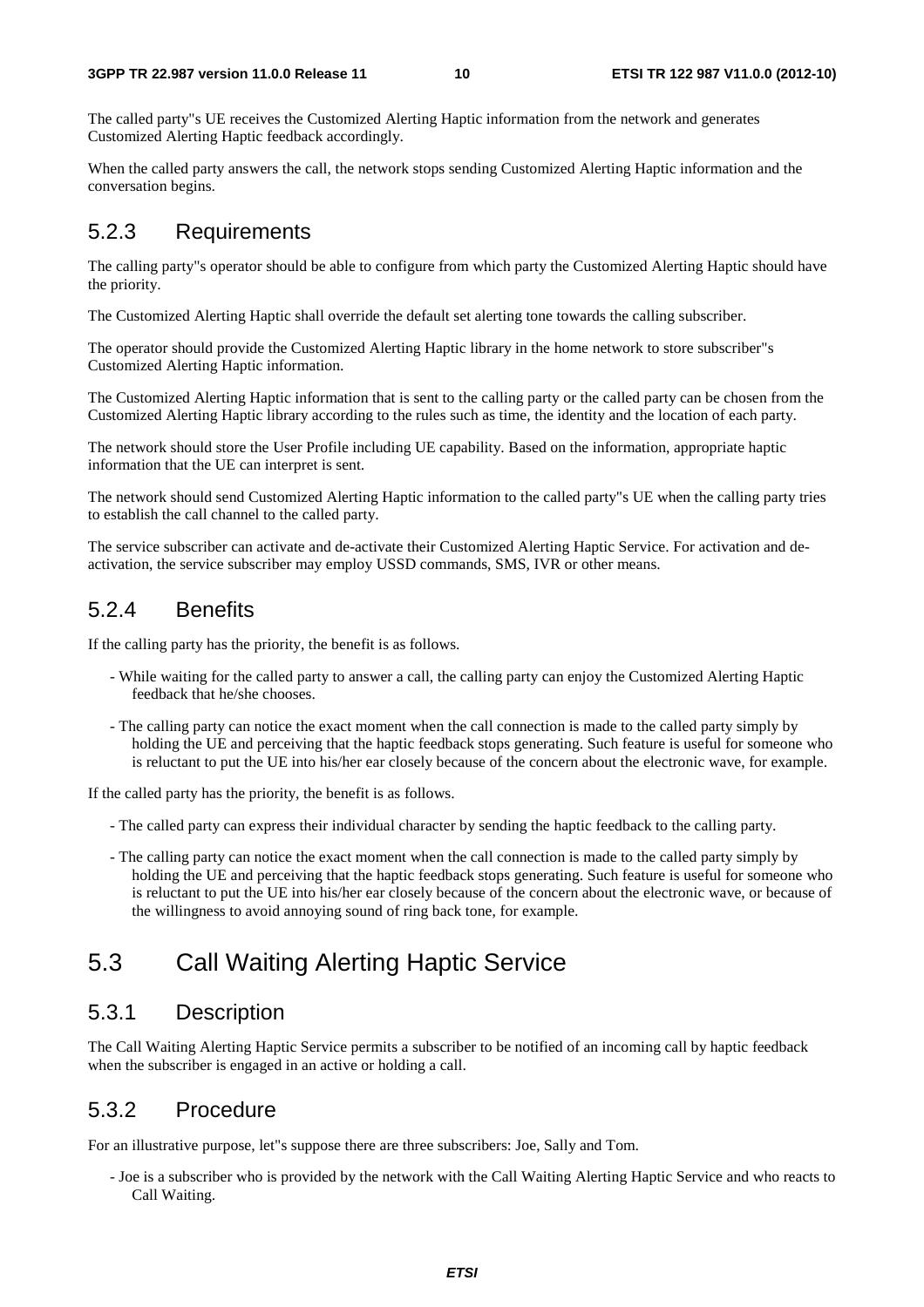The called party"s UE receives the Customized Alerting Haptic information from the network and generates Customized Alerting Haptic feedback accordingly.

When the called party answers the call, the network stops sending Customized Alerting Haptic information and the conversation begins.

### 5.2.3 Requirements

The calling party"s operator should be able to configure from which party the Customized Alerting Haptic should have the priority.

The Customized Alerting Haptic shall override the default set alerting tone towards the calling subscriber.

The operator should provide the Customized Alerting Haptic library in the home network to store subscriber"s Customized Alerting Haptic information.

The Customized Alerting Haptic information that is sent to the calling party or the called party can be chosen from the Customized Alerting Haptic library according to the rules such as time, the identity and the location of each party.

The network should store the User Profile including UE capability. Based on the information, appropriate haptic information that the UE can interpret is sent.

The network should send Customized Alerting Haptic information to the called party"s UE when the calling party tries to establish the call channel to the called party.

The service subscriber can activate and de-activate their Customized Alerting Haptic Service. For activation and de-activation, the service subscriber may employ USSD commands, SMS, IVR or other means.

### 5.2.4 Benefits

If the calling party has the priority, the benefit is as follows.

- While waiting for the called party to answer a call, the calling party can enjoy the Customized Alerting Haptic feedback that he/she chooses.
- The calling party can notice the exact moment when the call connection is made to the called party simply by holding the UE and perceiving that the haptic feedback stops generating. Such feature is useful for someone who is reluctant to put the UE into his/her ear closely because of the concern about the electronic wave, for example.

If the called party has the priority, the benefit is as follows.

- The called party can express their individual character by sending the haptic feedback to the calling party.
- The calling party can notice the exact moment when the call connection is made to the called party simply by holding the UE and perceiving that the haptic feedback stops generating. Such feature is useful for someone who is reluctant to put the UE into his/her ear closely because of the concern about the electronic wave, or because of the willingness to avoid annoying sound of ring back tone, for example.

## 5.3 Call Waiting Alerting Haptic Service

### 5.3.1 Description

The Call Waiting Alerting Haptic Service permits a subscriber to be notified of an incoming call by haptic feedback when the subscriber is engaged in an active or holding a call.

### 5.3.2 Procedure

For an illustrative purpose, let"s suppose there are three subscribers: Joe, Sally and Tom.

- Joe is a subscriber who is provided by the network with the Call Waiting Alerting Haptic Service and who reacts to Call Waiting.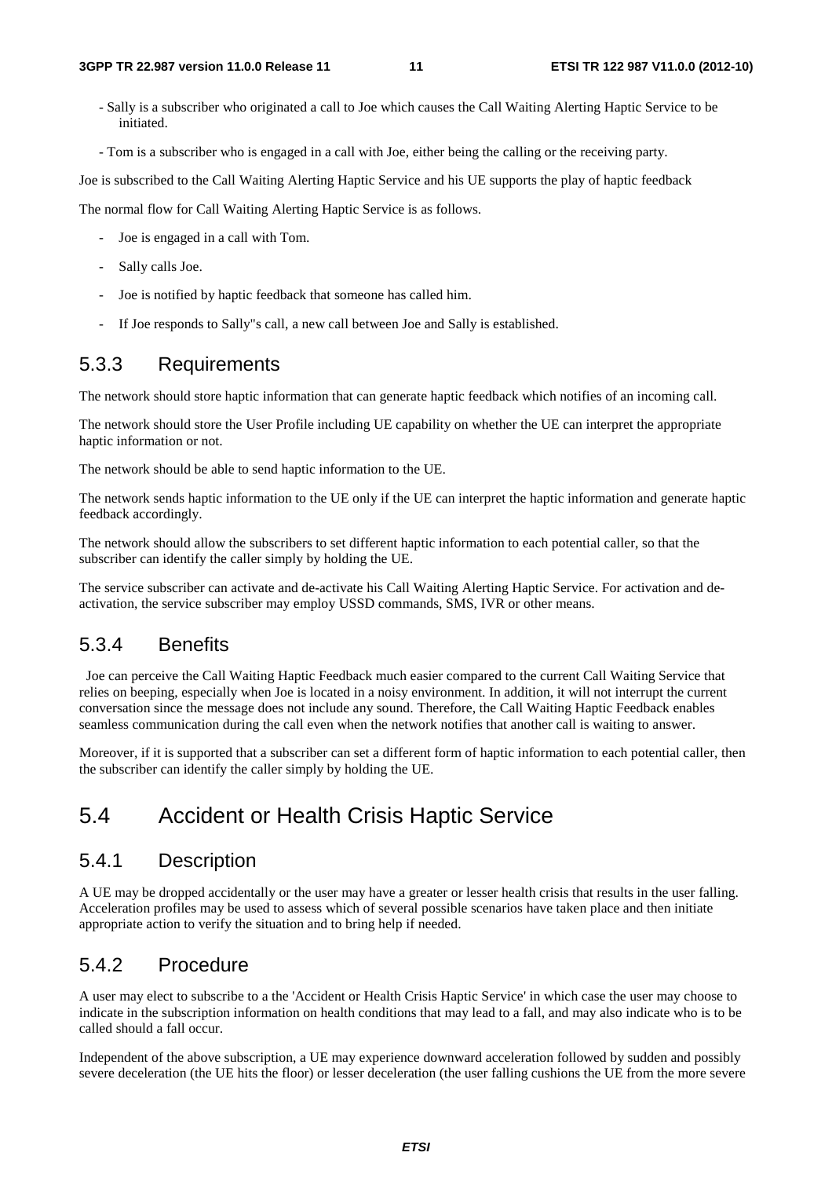- Sally is a subscriber who originated a call to Joe which causes the Call Waiting Alerting Haptic Service to be initiated.

- Tom is a subscriber who is engaged in a call with Joe, either being the calling or the receiving party.

Joe is subscribed to the Call Waiting Alerting Haptic Service and his UE supports the play of haptic feedback

The normal flow for Call Waiting Alerting Haptic Service is as follows.

- Joe is engaged in a call with Tom.
- Sally calls Joe.
- Joe is notified by haptic feedback that someone has called him.
- If Joe responds to Sally"s call, a new call between Joe and Sally is established.

### 5.3.3 Requirements

The network should store haptic information that can generate haptic feedback which notifies of an incoming call.

The network should store the User Profile including UE capability on whether the UE can interpret the appropriate haptic information or not.

The network should be able to send haptic information to the UE.

The network sends haptic information to the UE only if the UE can interpret the haptic information and generate haptic feedback accordingly.

The network should allow the subscribers to set different haptic information to each potential caller, so that the subscriber can identify the caller simply by holding the UE.

The service subscriber can activate and de-activate his Call Waiting Alerting Haptic Service. For activation and de-activation, the service subscriber may employ USSD commands, SMS, IVR or other means.

### 5.3.4 Benefits

Joe can perceive the Call Waiting Haptic Feedback much easier compared to the current Call Waiting Service that relies on beeping, especially when Joe is located in a noisy environment. In addition, it will not interrupt the current conversation since the message does not include any sound. Therefore, the Call Waiting Haptic Feedback enables seamless communication during the call even when the network notifies that another call is waiting to answer.

Moreover, if it is supported that a subscriber can set a different form of haptic information to each potential caller, then the subscriber can identify the caller simply by holding the UE.

## 5.4 Accident or Health Crisis Haptic Service

### 5.4.1 Description

A UE may be dropped accidentally or the user may have a greater or lesser health crisis that results in the user falling. Acceleration profiles may be used to assess which of several possible scenarios have taken place and then initiate appropriate action to verify the situation and to bring help if needed.

### 5.4.2 Procedure

A user may elect to subscribe to a the 'Accident or Health Crisis Haptic Service' in which case the user may choose to indicate in the subscription information on health conditions that may lead to a fall, and may also indicate who is to be called should a fall occur.

Independent of the above subscription, a UE may experience downward acceleration followed by sudden and possibly severe deceleration (the UE hits the floor) or lesser deceleration (the user falling cushions the UE from the more severe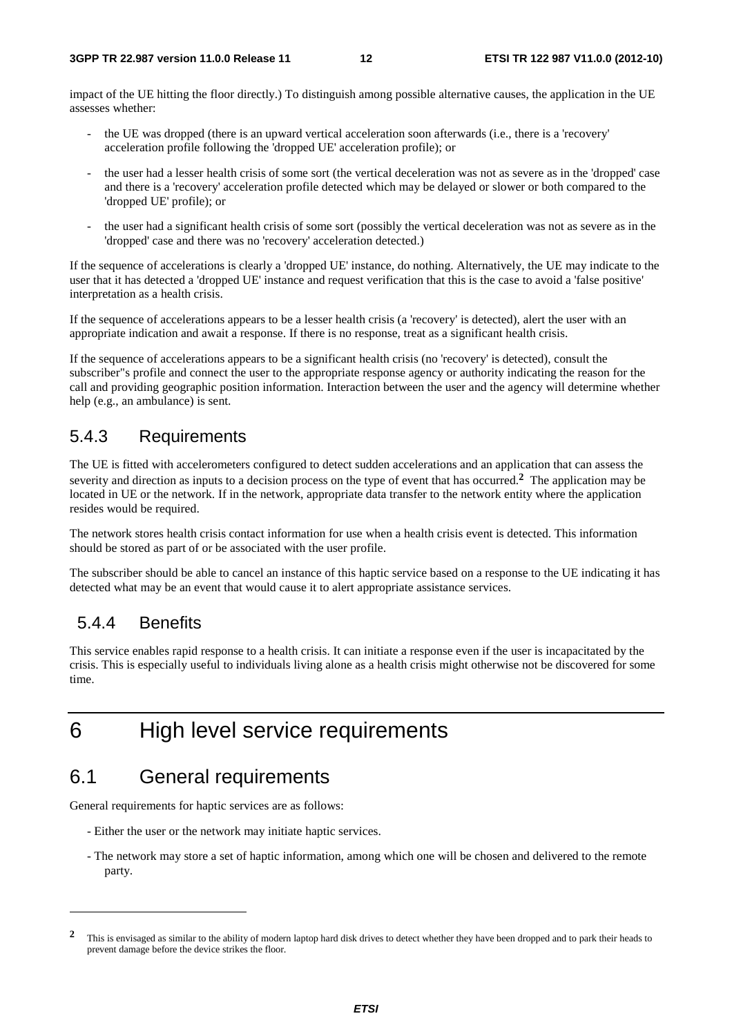impact of the UE hitting the floor directly.) To distinguish among possible alternative causes, the application in the UE assesses whether:

- the UE was dropped (there is an upward vertical acceleration soon afterwards (i.e., there is a 'recovery' acceleration profile following the 'dropped UE' acceleration profile); or
- the user had a lesser health crisis of some sort (the vertical deceleration was not as severe as in the 'dropped' case and there is a 'recovery' acceleration profile detected which may be delayed or slower or both compared to the 'dropped UE' profile); or
- the user had a significant health crisis of some sort (possibly the vertical deceleration was not as severe as in the 'dropped' case and there was no 'recovery' acceleration detected.)

If the sequence of accelerations is clearly a 'dropped UE' instance, do nothing. Alternatively, the UE may indicate to the user that it has detected a 'dropped UE' instance and request verification that this is the case to avoid a 'false positive' interpretation as a health crisis.

If the sequence of accelerations appears to be a lesser health crisis (a 'recovery' is detected), alert the user with an appropriate indication and await a response. If there is no response, treat as a significant health crisis.

If the sequence of accelerations appears to be a significant health crisis (no 'recovery' is detected), consult the subscriber"s profile and connect the user to the appropriate response agency or authority indicating the reason for the call and providing geographic position information. Interaction between the user and the agency will determine whether help (e.g., an ambulance) is sent.

### 5.4.3 Requirements

The UE is fitted with accelerometers configured to detect sudden accelerations and an application that can assess the severity and direction as inputs to a decision process on the type of event that has occurred.[2] The application may be located in UE or the network. If in the network, appropriate data transfer to the network entity where the application resides would be required.

The network stores health crisis contact information for use when a health crisis event is detected. This information should be stored as part of or be associated with the user profile.

The subscriber should be able to cancel an instance of this haptic service based on a response to the UE indicating it has detected what may be an event that would cause it to alert appropriate assistance services.

### 5.4.4 Benefits

This service enables rapid response to a health crisis. It can initiate a response even if the user is incapacitated by the crisis. This is especially useful to individuals living alone as a health crisis might otherwise not be discovered for some time.

# 6 High level service requirements

## 6.1 General requirements

General requirements for haptic services are as follows:

- Either the user or the network may initiate haptic services.
- The network may store a set of haptic information, among which one will be chosen and delivered to the remote party.

---

[2] This is envisaged as similar to the ability of modern laptop hard disk drives to detect whether they have been dropped and to park their heads to prevent damage before the device strikes the floor.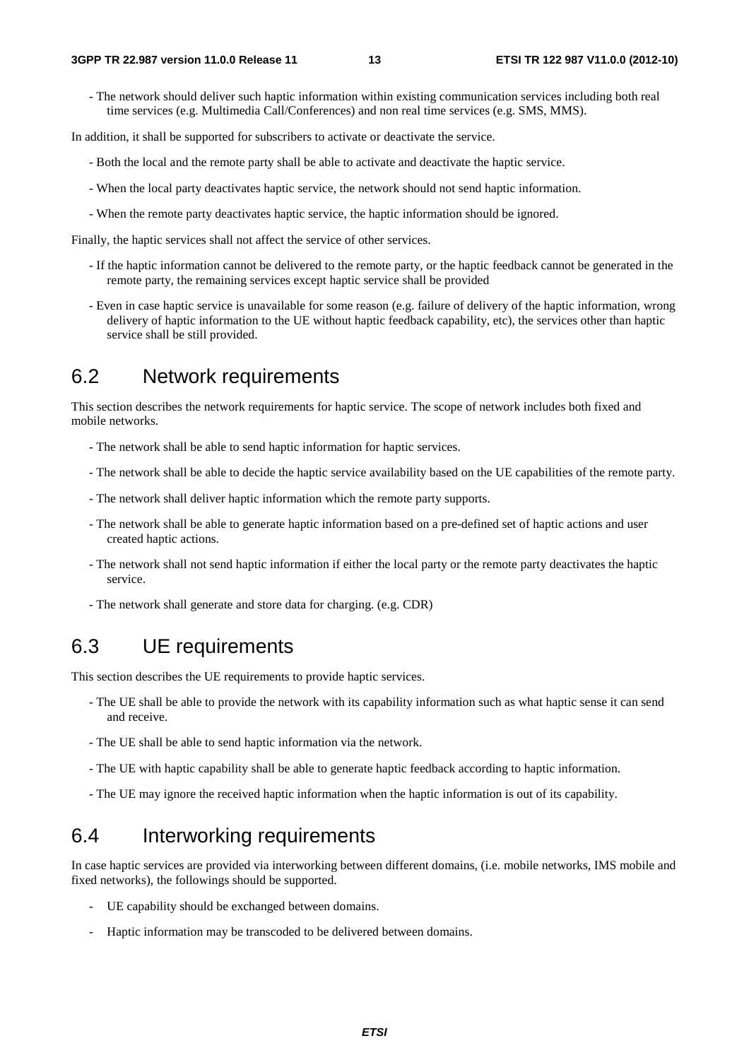- The network should deliver such haptic information within existing communication services including both real time services (e.g. Multimedia Call/Conferences) and non real time services (e.g. SMS, MMS).

In addition, it shall be supported for subscribers to activate or deactivate the service.

- Both the local and the remote party shall be able to activate and deactivate the haptic service.
- When the local party deactivates haptic service, the network should not send haptic information.
- When the remote party deactivates haptic service, the haptic information should be ignored.

Finally, the haptic services shall not affect the service of other services.

- If the haptic information cannot be delivered to the remote party, or the haptic feedback cannot be generated in the remote party, the remaining services except haptic service shall be provided
- Even in case haptic service is unavailable for some reason (e.g. failure of delivery of the haptic information, wrong delivery of haptic information to the UE without haptic feedback capability, etc), the services other than haptic service shall be still provided.

## 6.2 Network requirements

This section describes the network requirements for haptic service. The scope of network includes both fixed and mobile networks.

- The network shall be able to send haptic information for haptic services.
- The network shall be able to decide the haptic service availability based on the UE capabilities of the remote party.
- The network shall deliver haptic information which the remote party supports.
- The network shall be able to generate haptic information based on a pre-defined set of haptic actions and user created haptic actions.
- The network shall not send haptic information if either the local party or the remote party deactivates the haptic service.
- The network shall generate and store data for charging. (e.g. CDR)

## 6.3 UE requirements

This section describes the UE requirements to provide haptic services.

- The UE shall be able to provide the network with its capability information such as what haptic sense it can send and receive.
- The UE shall be able to send haptic information via the network.
- The UE with haptic capability shall be able to generate haptic feedback according to haptic information.
- The UE may ignore the received haptic information when the haptic information is out of its capability.

## 6.4 Interworking requirements

In case haptic services are provided via interworking between different domains, (i.e. mobile networks, IMS mobile and fixed networks), the followings should be supported.

- UE capability should be exchanged between domains.
- Haptic information may be transcoded to be delivered between domains.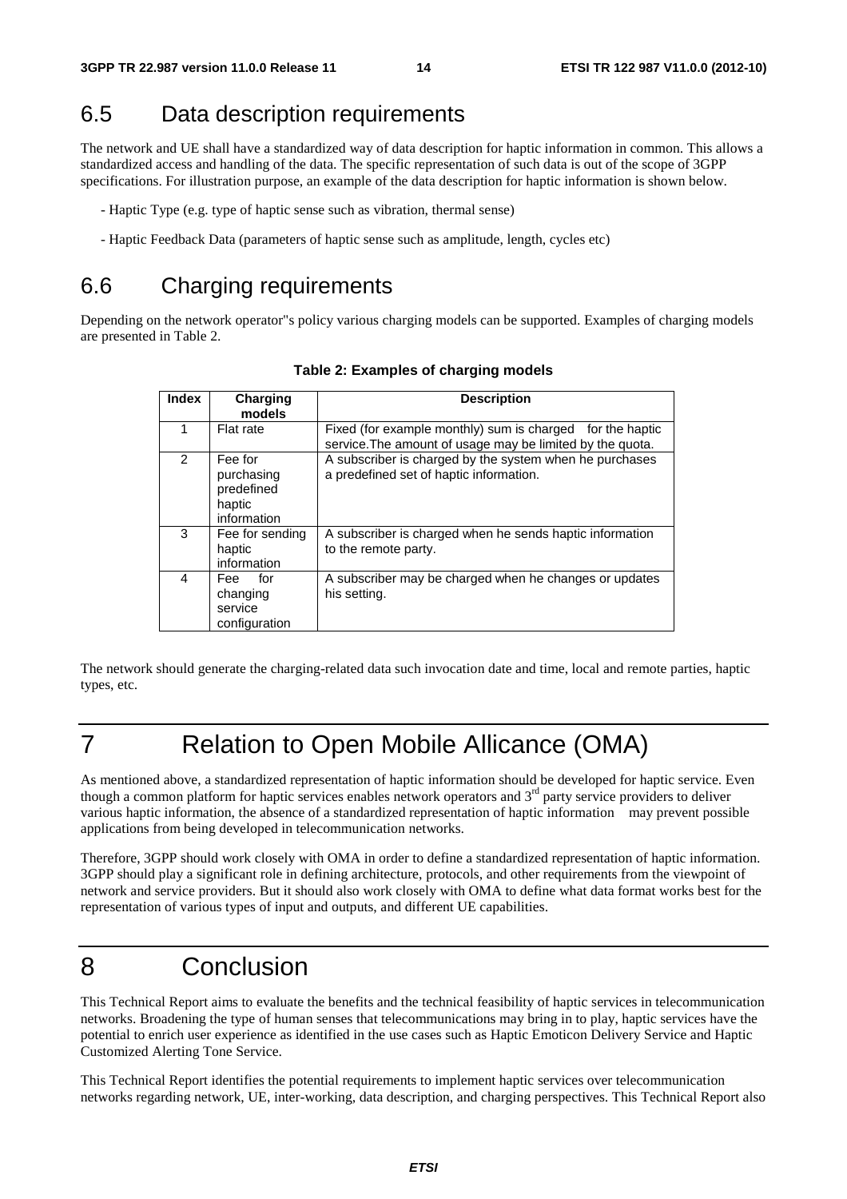## 6.5 Data description requirements

The network and UE shall have a standardized way of data description for haptic information in common. This allows a standardized access and handling of the data. The specific representation of such data is out of the scope of 3GPP specifications. For illustration purpose, an example of the data description for haptic information is shown below.

- Haptic Type (e.g. type of haptic sense such as vibration, thermal sense)
- Haptic Feedback Data (parameters of haptic sense such as amplitude, length, cycles etc)

## 6.6 Charging requirements

Depending on the network operator"s policy various charging models can be supported. Examples of charging models are presented in Table 2.

**Table 2: Examples of charging models**

| Index | Charging models | Description |
|---|---|---|
| 1 | Flat rate | Fixed (for example monthly) sum is charged for the haptic service.The amount of usage may be limited by the quota. |
| 2 | Fee for purchasing predefined haptic information | A subscriber is charged by the system when he purchases a predefined set of haptic information. |
| 3 | Fee for sending haptic information | A subscriber is charged when he sends haptic information to the remote party. |
| 4 | Fee for changing service configuration | A subscriber may be charged when he changes or updates his setting. |

The network should generate the charging-related data such invocation date and time, local and remote parties, haptic types, etc.

# 7 Relation to Open Mobile Allicance (OMA)

As mentioned above, a standardized representation of haptic information should be developed for haptic service. Even though a common platform for haptic services enables network operators and 3rd party service providers to deliver various haptic information, the absence of a standardized representation of haptic information may prevent possible applications from being developed in telecommunication networks.

Therefore, 3GPP should work closely with OMA in order to define a standardized representation of haptic information. 3GPP should play a significant role in defining architecture, protocols, and other requirements from the viewpoint of network and service providers. But it should also work closely with OMA to define what data format works best for the representation of various types of input and outputs, and different UE capabilities.

# 8 Conclusion

This Technical Report aims to evaluate the benefits and the technical feasibility of haptic services in telecommunication networks. Broadening the type of human senses that telecommunications may bring in to play, haptic services have the potential to enrich user experience as identified in the use cases such as Haptic Emoticon Delivery Service and Haptic Customized Alerting Tone Service.

This Technical Report identifies the potential requirements to implement haptic services over telecommunication networks regarding network, UE, inter-working, data description, and charging perspectives. This Technical Report also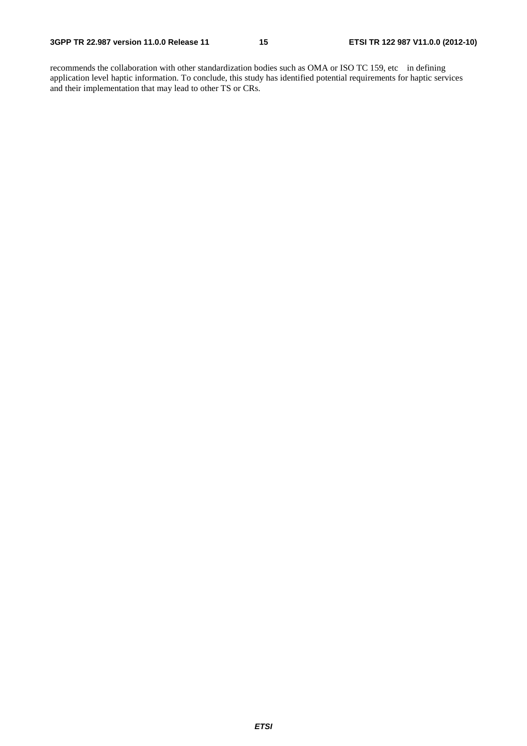recommends the collaboration with other standardization bodies such as OMA or ISO TC 159, etc in defining application level haptic information. To conclude, this study has identified potential requirements for haptic services and their implementation that may lead to other TS or CRs.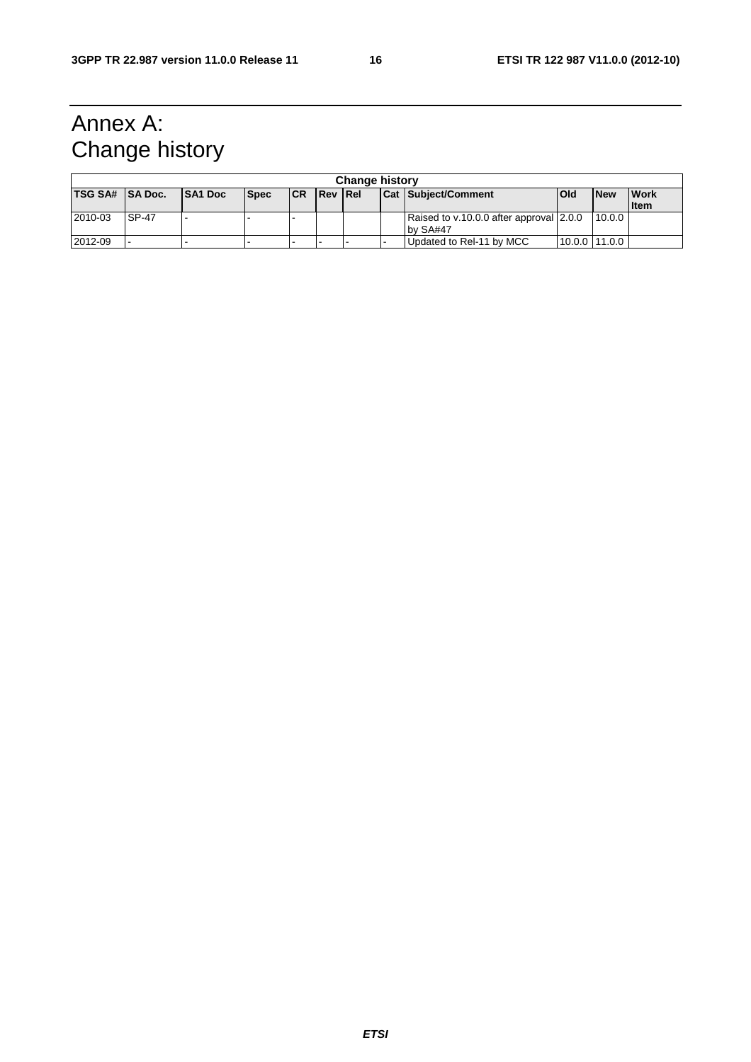# Annex A: Change history

| Change history | | | | | | | | | | | |
|---|---|---|---|---|---|---|---|---|---|---|---|
| **TSG SA#** | **SA Doc.** | **SA1 Doc** | **Spec** | **CR** | **Rev** | **Rel** | **Cat** | **Subject/Comment** | **Old** | **New** | **Work Item** |
| 2010-03 | SP-47 | - | - | - | | | | Raised to v.10.0.0 after approval by SA#47 | 2.0.0 | 10.0.0 | |
| 2012-09 | - | - | - | - | - | - | - | Updated to Rel-11 by MCC | 10.0.0 | 11.0.0 | |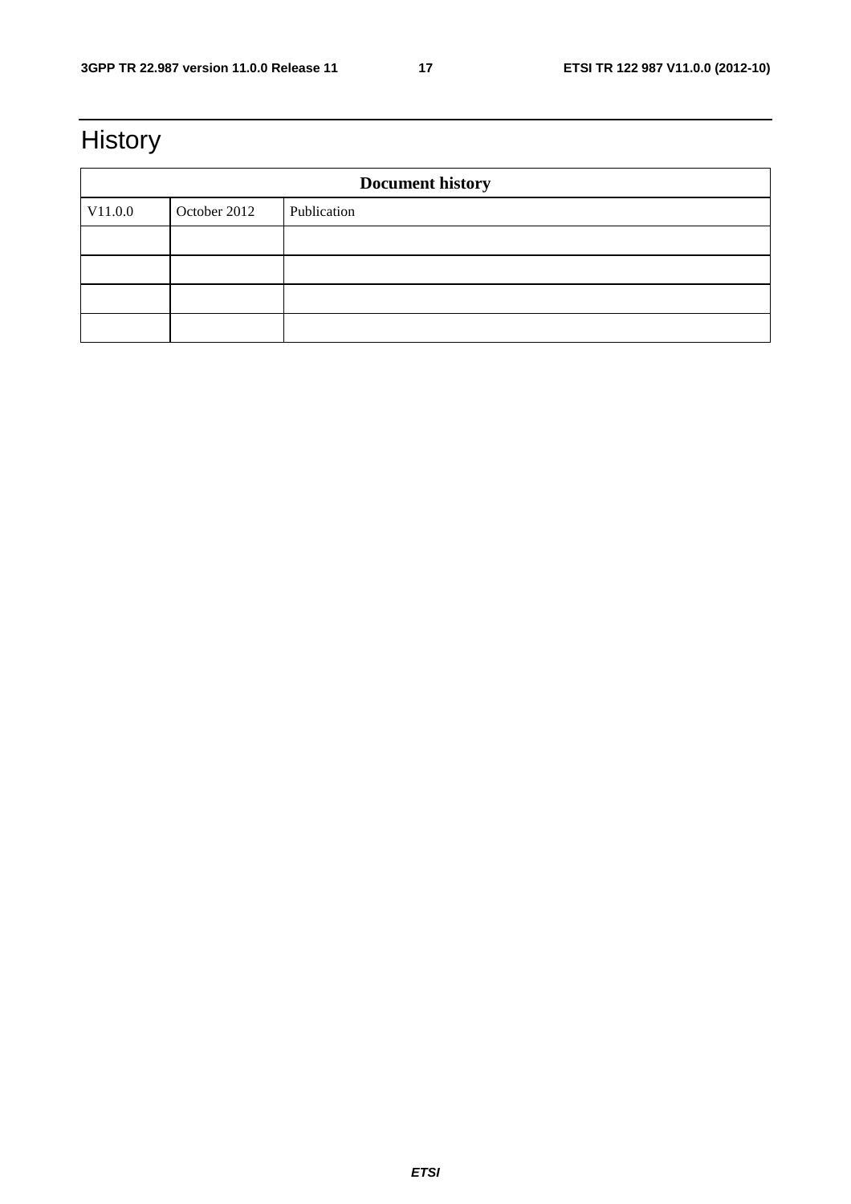# History

| Document history | | |
|---|---|---|
| V11.0.0 | October 2012 | Publication |
| | | |
| | | |
| | | |
| | | |